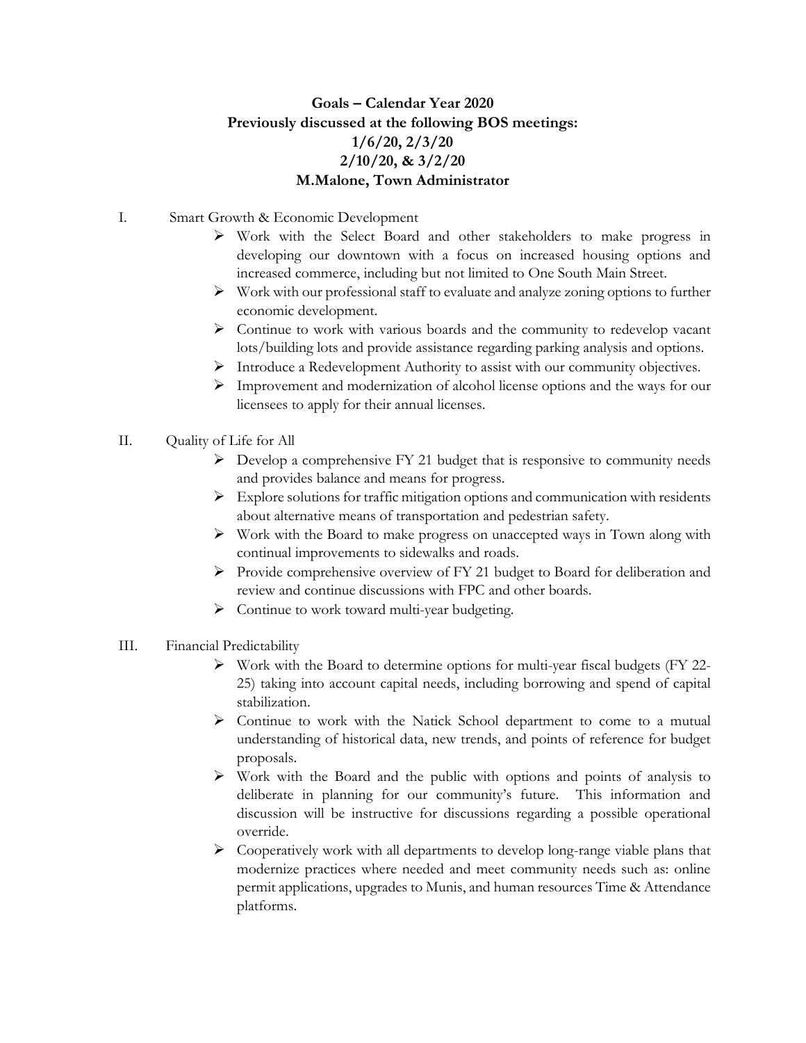**Goals – Calendar Year 2020**
**Previously discussed at the following BOS meetings:**
**1/6/20, 2/3/20**
**2/10/20, & 3/2/20**
**M.Malone, Town Administrator**

I. Smart Growth & Economic Development

- Work with the Select Board and other stakeholders to make progress in developing our downtown with a focus on increased housing options and increased commerce, including but not limited to One South Main Street.
- Work with our professional staff to evaluate and analyze zoning options to further economic development.
- Continue to work with various boards and the community to redevelop vacant lots/building lots and provide assistance regarding parking analysis and options.
- Introduce a Redevelopment Authority to assist with our community objectives.
- Improvement and modernization of alcohol license options and the ways for our licensees to apply for their annual licenses.

II. Quality of Life for All

- Develop a comprehensive FY 21 budget that is responsive to community needs and provides balance and means for progress.
- Explore solutions for traffic mitigation options and communication with residents about alternative means of transportation and pedestrian safety.
- Work with the Board to make progress on unaccepted ways in Town along with continual improvements to sidewalks and roads.
- Provide comprehensive overview of FY 21 budget to Board for deliberation and review and continue discussions with FPC and other boards.
- Continue to work toward multi-year budgeting.

III. Financial Predictability

- Work with the Board to determine options for multi-year fiscal budgets (FY 22-25) taking into account capital needs, including borrowing and spend of capital stabilization.
- Continue to work with the Natick School department to come to a mutual understanding of historical data, new trends, and points of reference for budget proposals.
- Work with the Board and the public with options and points of analysis to deliberate in planning for our community's future. This information and discussion will be instructive for discussions regarding a possible operational override.
- Cooperatively work with all departments to develop long-range viable plans that modernize practices where needed and meet community needs such as: online permit applications, upgrades to Munis, and human resources Time & Attendance platforms.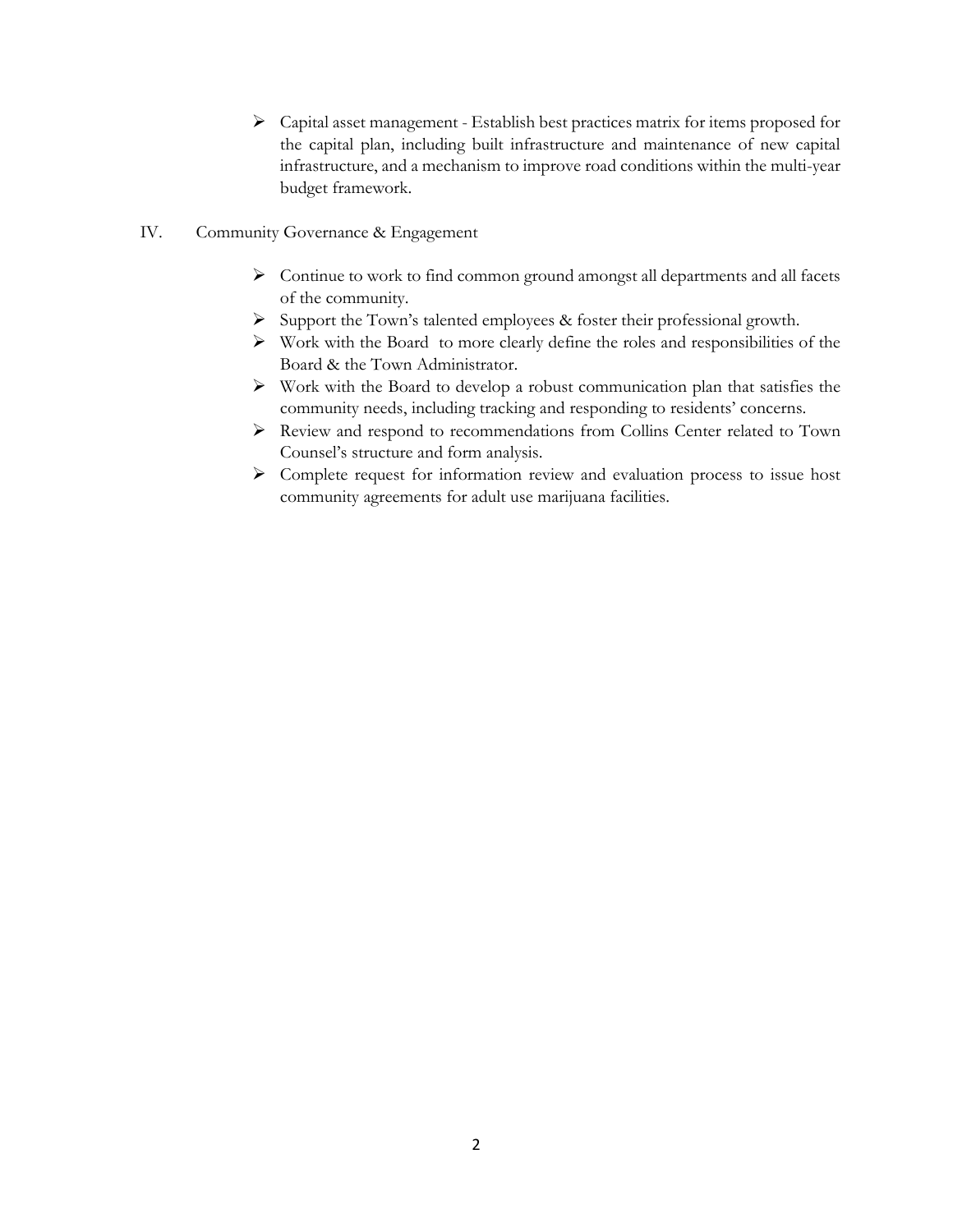- Capital asset management - Establish best practices matrix for items proposed for the capital plan, including built infrastructure and maintenance of new capital infrastructure, and a mechanism to improve road conditions within the multi-year budget framework.

IV. Community Governance & Engagement

- Continue to work to find common ground amongst all departments and all facets of the community.
- Support the Town's talented employees & foster their professional growth.
- Work with the Board to more clearly define the roles and responsibilities of the Board & the Town Administrator.
- Work with the Board to develop a robust communication plan that satisfies the community needs, including tracking and responding to residents' concerns.
- Review and respond to recommendations from Collins Center related to Town Counsel's structure and form analysis.
- Complete request for information review and evaluation process to issue host community agreements for adult use marijuana facilities.